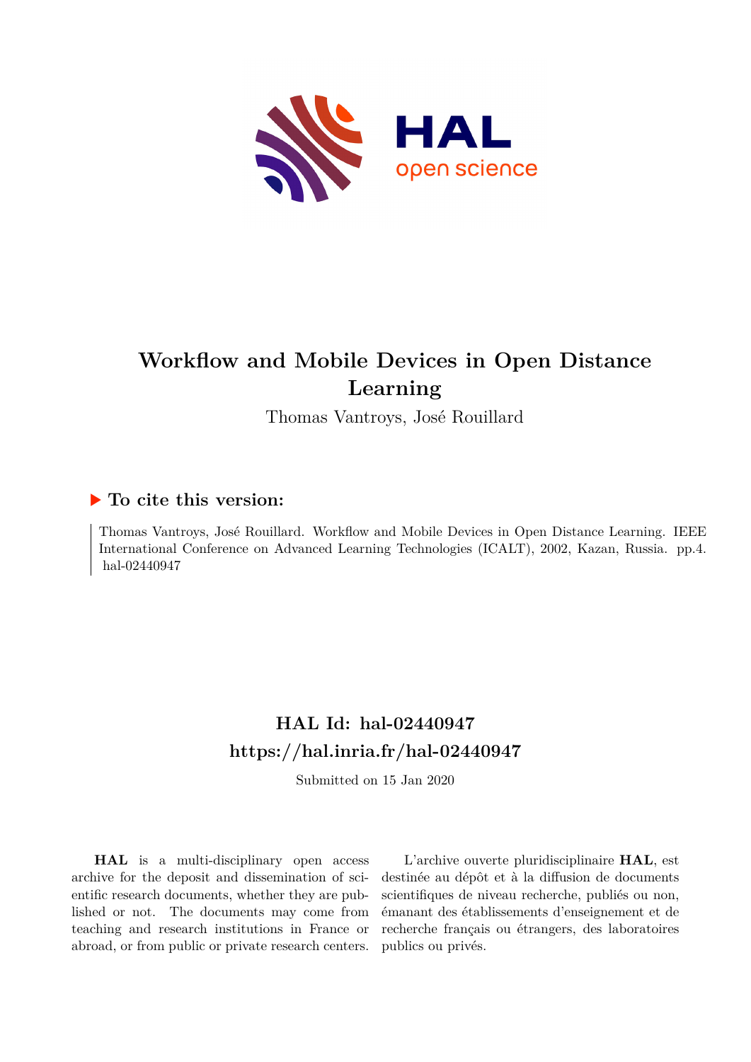# Workflow and Mobile Devices in Open Distance Learning

Thomas Vantroys, José Rouillard

## ▶ To cite this version:

Thomas Vantroys, José Rouillard. Workflow and Mobile Devices in Open Distance Learning. IEEE International Conference on Advanced Learning Technologies (ICALT), 2002, Kazan, Russia. pp.4. hal-02440947

## HAL Id: hal-02440947
## https://hal.inria.fr/hal-02440947

Submitted on 15 Jan 2020

**HAL** is a multi-disciplinary open access archive for the deposit and dissemination of scientific research documents, whether they are published or not. The documents may come from teaching and research institutions in France or abroad, or from public or private research centers.

L'archive ouverte pluridisciplinaire **HAL**, est destinée au dépôt et à la diffusion de documents scientifiques de niveau recherche, publiés ou non, émanant des établissements d'enseignement et de recherche français ou étrangers, des laboratoires publics ou privés.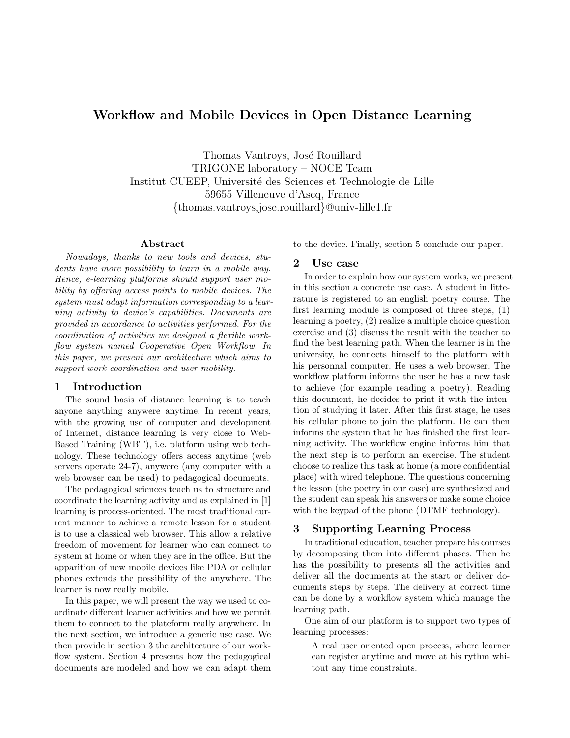# Workflow and Mobile Devices in Open Distance Learning

Thomas Vantroys, José Rouillard
TRIGONE laboratory – NOCE Team
Institut CUEEP, Université des Sciences et Technologie de Lille
59655 Villeneuve d'Ascq, France
{thomas.vantroys,jose.rouillard}@univ-lille1.fr

### Abstract

*Nowadays, thanks to new tools and devices, students have more possibility to learn in a mobile way. Hence, e-learning platforms should support user mobility by offering access points to mobile devices. The system must adapt information corresponding to a learning activity to device's capabilities. Documents are provided in accordance to activities performed. For the coordination of activities we designed a flexible workflow system named Cooperative Open Workflow. In this paper, we present our architecture which aims to support work coordination and user mobility.*

## 1 Introduction

The sound basis of distance learning is to teach anyone anything anywere anytime. In recent years, with the growing use of computer and development of Internet, distance learning is very close to Web-Based Training (WBT), i.e. platform using web technology. These technology offers access anytime (web servers operate 24-7), anywere (any computer with a web browser can be used) to pedagogical documents.

The pedagogical sciences teach us to structure and coordinate the learning activity and as explained in [1] learning is process-oriented. The most traditional current manner to achieve a remote lesson for a student is to use a classical web browser. This allow a relative freedom of movement for learner who can connect to system at home or when they are in the office. But the apparition of new mobile devices like PDA or cellular phones extends the possibility of the anywhere. The learner is now really mobile.

In this paper, we will present the way we used to coordinate different learner activities and how we permit them to connect to the plateform really anywhere. In the next section, we introduce a generic use case. We then provide in section 3 the architecture of our workflow system. Section 4 presents how the pedagogical documents are modeled and how we can adapt them to the device. Finally, section 5 conclude our paper.

## 2 Use case

In order to explain how our system works, we present in this section a concrete use case. A student in litterature is registered to an english poetry course. The first learning module is composed of three steps, (1) learning a poetry, (2) realize a multiple choice question exercise and (3) discuss the result with the teacher to find the best learning path. When the learner is in the university, he connects himself to the platform with his personnal computer. He uses a web browser. The workflow platform informs the user he has a new task to achieve (for example reading a poetry). Reading this document, he decides to print it with the intention of studying it later. After this first stage, he uses his cellular phone to join the platform. He can then informs the system that he has finished the first learning activity. The workflow engine informs him that the next step is to perform an exercise. The student choose to realize this task at home (a more confidential place) with wired telephone. The questions concerning the lesson (the poetry in our case) are synthesized and the student can speak his answers or make some choice with the keypad of the phone (DTMF technology).

## 3 Supporting Learning Process

In traditional education, teacher prepare his courses by decomposing them into different phases. Then he has the possibility to presents all the activities and deliver all the documents at the start or deliver documents steps by steps. The delivery at correct time can be done by a workflow system which manage the learning path.

One aim of our platform is to support two types of learning processes:

- A real user oriented open process, where learner can register anytime and move at his rythm whitout any time constraints.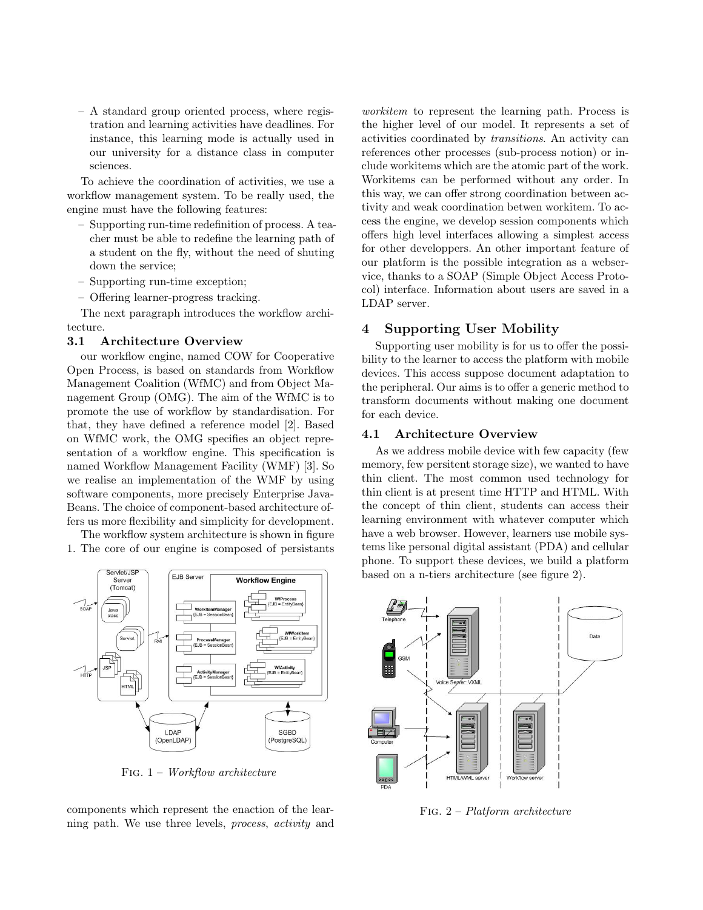– A standard group oriented process, where registration and learning activities have deadlines. For instance, this learning mode is actually used in our university for a distance class in computer sciences.

To achieve the coordination of activities, we use a workflow management system. To be really used, the engine must have the following features:

– Supporting run-time redefinition of process. A teacher must be able to redefine the learning path of a student on the fly, without the need of shuting down the service;
– Supporting run-time exception;
– Offering learner-progress tracking.

The next paragraph introduces the workflow architecture.

### 3.1 Architecture Overview

our workflow engine, named COW for Cooperative Open Process, is based on standards from Workflow Management Coalition (WfMC) and from Object Management Group (OMG). The aim of the WfMC is to promote the use of workflow by standardisation. For that, they have defined a reference model [2]. Based on WfMC work, the OMG specifies an object representation of a workflow engine. This specification is named Workflow Management Facility (WMF) [3]. So we realise an implementation of the WMF by using software components, more precisely Enterprise JavaBeans. The choice of component-based architecture offers us more flexibility and simplicity for development.

The workflow system architecture is shown in figure 1. The core of our engine is composed of persistants components which represent the enaction of the learning path. We use three levels, *process*, *activity* and *workitem* to represent the learning path. Process is the higher level of our model. It represents a set of activities coordinated by *transitions*. An activity can references other processes (sub-process notion) or include workitems which are the atomic part of the work. Workitems can be performed without any order. In this way, we can offer strong coordination between activity and weak coordination betwen workitem. To access the engine, we develop session components which offers high level interfaces allowing a simplest access for other developpers. An other important feature of our platform is the possible integration as a webservice, thanks to a SOAP (Simple Object Access Protocol) interface. Information about users are saved in a LDAP server.

Fig. 1 – *Workflow architecture*

## 4 Supporting User Mobility

Supporting user mobility is for us to offer the possibility to the learner to access the platform with mobile devices. This access suppose document adaptation to the peripheral. Our aims is to offer a generic method to transform documents without making one document for each device.

### 4.1 Architecture Overview

As we address mobile device with few capacity (few memory, few persitent storage size), we wanted to have thin client. The most common used technology for thin client is at present time HTTP and HTML. With the concept of thin client, students can access their learning environment with whatever computer which have a web browser. However, learners use mobile systems like personal digital assistant (PDA) and cellular phone. To support these devices, we build a platform based on a n-tiers architecture (see figure 2).

Fig. 2 – *Platform architecture*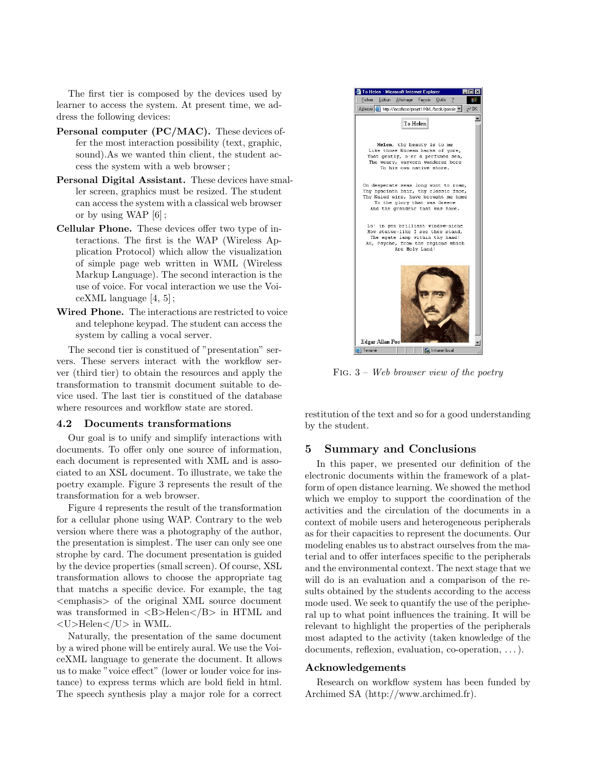The first tier is composed by the devices used by learner to access the system. At present time, we address the following devices:

**Personal computer (PC/MAC).** These devices offer the most interaction possibility (text, graphic, sound).As we wanted thin client, the student access the system with a web browser ;

**Personal Digital Assistant.** These devices have smaller screen, graphics must be resized. The student can access the system with a classical web browser or by using WAP [6] ;

**Cellular Phone.** These devices offer two type of interactions. The first is the WAP (Wireless Application Protocol) which allow the visualization of simple page web written in WML (Wireless Markup Language). The second interaction is the use of voice. For vocal interaction we use the VoiceXML language [4, 5] ;

**Wired Phone.** The interactions are restricted to voice and telephone keypad. The student can access the system by calling a vocal server.

The second tier is constitued of "presentation" servers. These servers interact with the workflow server (third tier) to obtain the resources and apply the transformation to transmit document suitable to device used. The last tier is constitued of the database where resources and workflow state are stored.

### 4.2 Documents transformations

Our goal is to unify and simplify interactions with documents. To offer only one source of information, each document is represented with XML and is associated to an XSL document. To illustrate, we take the poetry example. Figure 3 represents the result of the transformation for a web browser.

Figure 4 represents the result of the transformation for a cellular phone using WAP. Contrary to the web version where there was a photography of the author, the presentation is simplest. The user can only see one strophe by card. The document presentation is guided by the device properties (small screen). Of course, XSL transformation allows to choose the appropriate tag that matchs a specific device. For example, the tag <emphasis> of the original XML source document was transformed in <B>Helen</B> in HTML and <U>Helen</U> in WML.

Naturally, the presentation of the same document by a wired phone will be entirely aural. We use the VoiceXML language to generate the document. It allows us to make "voice effect" (lower or louder voice for instance) to express terms which are bold field in html. The speech synthesis play a major role for a correct restitution of the text and so for a good understanding by the student.

FIG. 3 – *Web browser view of the poetry*

## 5 Summary and Conclusions

In this paper, we presented our definition of the electronic documents within the framework of a platform of open distance learning. We showed the method which we employ to support the coordination of the activities and the circulation of the documents in a context of mobile users and heterogeneous peripherals as for their capacities to represent the documents. Our modeling enables us to abstract ourselves from the material and to offer interfaces specific to the peripherals and the environmental context. The next stage that we will do is an evaluation and a comparison of the results obtained by the students according to the access mode used. We seek to quantify the use of the peripheral up to what point influences the training. It will be relevant to highlight the properties of the peripherals most adapted to the activity (taken knowledge of the documents, reflexion, evaluation, co-operation, . . . ).

### Acknowledgements

Research on workflow system has been funded by Archimed SA (http://www.archimed.fr).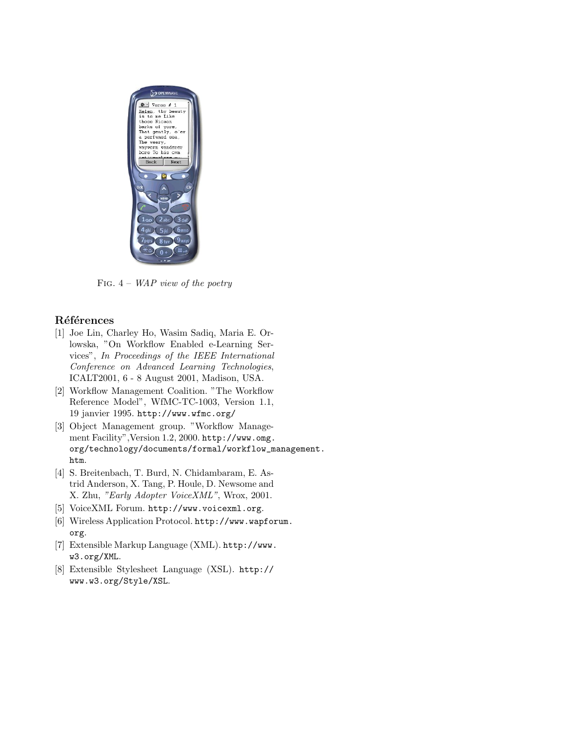Fig. 4 – *WAP view of the poetry*

## Références

[1] Joe Lin, Charley Ho, Wasim Sadiq, Maria E. Orlowska, "On Workflow Enabled e-Learning Services", *In Proceedings of the IEEE International Conference on Advanced Learning Technologies*, ICALT2001, 6 - 8 August 2001, Madison, USA.

[2] Workflow Management Coalition. "The Workflow Reference Model", WfMC-TC-1003, Version 1.1, 19 janvier 1995. `http://www.wfmc.org/`

[3] Object Management group. "Workflow Management Facility",Version 1.2, 2000. `http://www.omg.org/technology/documents/formal/workflow_management.htm`.

[4] S. Breitenbach, T. Burd, N. Chidambaram, E. Astrid Anderson, X. Tang, P. Houle, D. Newsome and X. Zhu, *"Early Adopter VoiceXML"*, Wrox, 2001.

[5] VoiceXML Forum. `http://www.voicexml.org`.

[6] Wireless Application Protocol. `http://www.wapforum.org`.

[7] Extensible Markup Language (XML). `http://www.w3.org/XML`.

[8] Extensible Stylesheet Language (XSL). `http://www.w3.org/Style/XSL`.